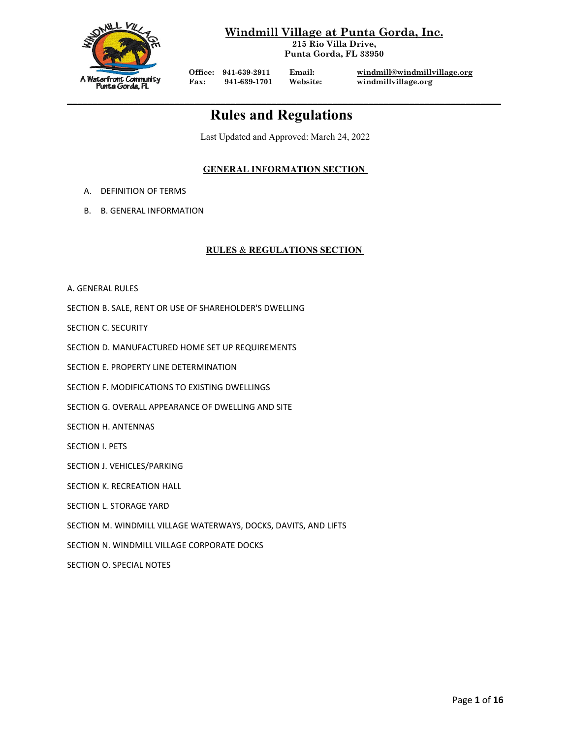# Windmill Village at Punta Gorda, Inc.

215 Rio Villa Drive,
Punta Gorda, FL 33950

A Waterfront Community
Punta Gorda, FL

**Office:** 941-639-2911 **Email:** windmill@windmillvillage.org
**Fax:** 941-639-1701 **Website:** windmillvillage.org

---

# Rules and Regulations

Last Updated and Approved: March 24, 2022

## GENERAL INFORMATION SECTION

A. DEFINITION OF TERMS

B. B. GENERAL INFORMATION

## RULES & REGULATIONS SECTION

A. GENERAL RULES

SECTION B. SALE, RENT OR USE OF SHAREHOLDER'S DWELLING

SECTION C. SECURITY

SECTION D. MANUFACTURED HOME SET UP REQUIREMENTS

SECTION E. PROPERTY LINE DETERMINATION

SECTION F. MODIFICATIONS TO EXISTING DWELLINGS

SECTION G. OVERALL APPEARANCE OF DWELLING AND SITE

SECTION H. ANTENNAS

SECTION I. PETS

SECTION J. VEHICLES/PARKING

SECTION K. RECREATION HALL

SECTION L. STORAGE YARD

SECTION M. WINDMILL VILLAGE WATERWAYS, DOCKS, DAVITS, AND LIFTS

SECTION N. WINDMILL VILLAGE CORPORATE DOCKS

SECTION O. SPECIAL NOTES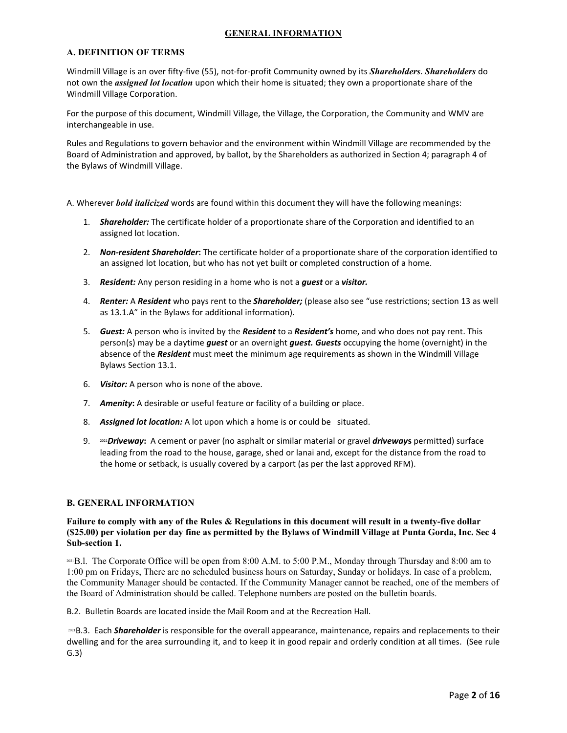# GENERAL INFORMATION

## A. DEFINITION OF TERMS

Windmill Village is an over fifty-five (55), not-for-profit Community owned by its ***Shareholders***. ***Shareholders*** do not own the ***assigned lot location*** upon which their home is situated; they own a proportionate share of the Windmill Village Corporation.

For the purpose of this document, Windmill Village, the Village, the Corporation, the Community and WMV are interchangeable in use.

Rules and Regulations to govern behavior and the environment within Windmill Village are recommended by the Board of Administration and approved, by ballot, by the Shareholders as authorized in Section 4; paragraph 4 of the Bylaws of Windmill Village.

A. Wherever ***bold italicized*** words are found within this document they will have the following meanings:

1. ***Shareholder:*** The certificate holder of a proportionate share of the Corporation and identified to an assigned lot location.
2. ***Non-resident Shareholder*:** The certificate holder of a proportionate share of the corporation identified to an assigned lot location, but who has not yet built or completed construction of a home.
3. ***Resident:*** Any person residing in a home who is not a ***guest*** or a ***visitor.***
4. ***Renter:*** A ***Resident*** who pays rent to the ***Shareholder;*** (please also see "use restrictions; section 13 as well as 13.1.A" in the Bylaws for additional information).
5. ***Guest:*** A person who is invited by the ***Resident*** to a ***Resident's*** home, and who does not pay rent. This person(s) may be a daytime ***guest*** or an overnight ***guest. Guests*** occupying the home (overnight) in the absence of the ***Resident*** must meet the minimum age requirements as shown in the Windmill Village Bylaws Section 13.1.
6. ***Visitor:*** A person who is none of the above.
7. ***Amenity*:** A desirable or useful feature or facility of a building or place.
8. ***Assigned lot location:*** A lot upon which a home is or could be situated.
9. [2021]***Driveway*:** A cement or paver (no asphalt or similar material or gravel ***driveways*** permitted) surface leading from the road to the house, garage, shed or lanai and, except for the distance from the road to the home or setback, is usually covered by a carport (as per the last approved RFM).

## B. GENERAL INFORMATION

**Failure to comply with any of the Rules & Regulations in this document will result in a twenty-five dollar ($25.00) per violation per day fine as permitted by the Bylaws of Windmill Village at Punta Gorda, Inc. Sec 4 Sub-section 1.**

[2021]B.l. The Corporate Office will be open from 8:00 A.M. to 5:00 P.M., Monday through Thursday and 8:00 am to 1:00 pm on Fridays, There are no scheduled business hours on Saturday, Sunday or holidays. In case of a problem, the Community Manager should be contacted. If the Community Manager cannot be reached, one of the members of the Board of Administration should be called. Telephone numbers are posted on the bulletin boards.

B.2. Bulletin Boards are located inside the Mail Room and at the Recreation Hall.

[2021]B.3. Each ***Shareholder*** is responsible for the overall appearance, maintenance, repairs and replacements to their dwelling and for the area surrounding it, and to keep it in good repair and orderly condition at all times. (See rule G.3)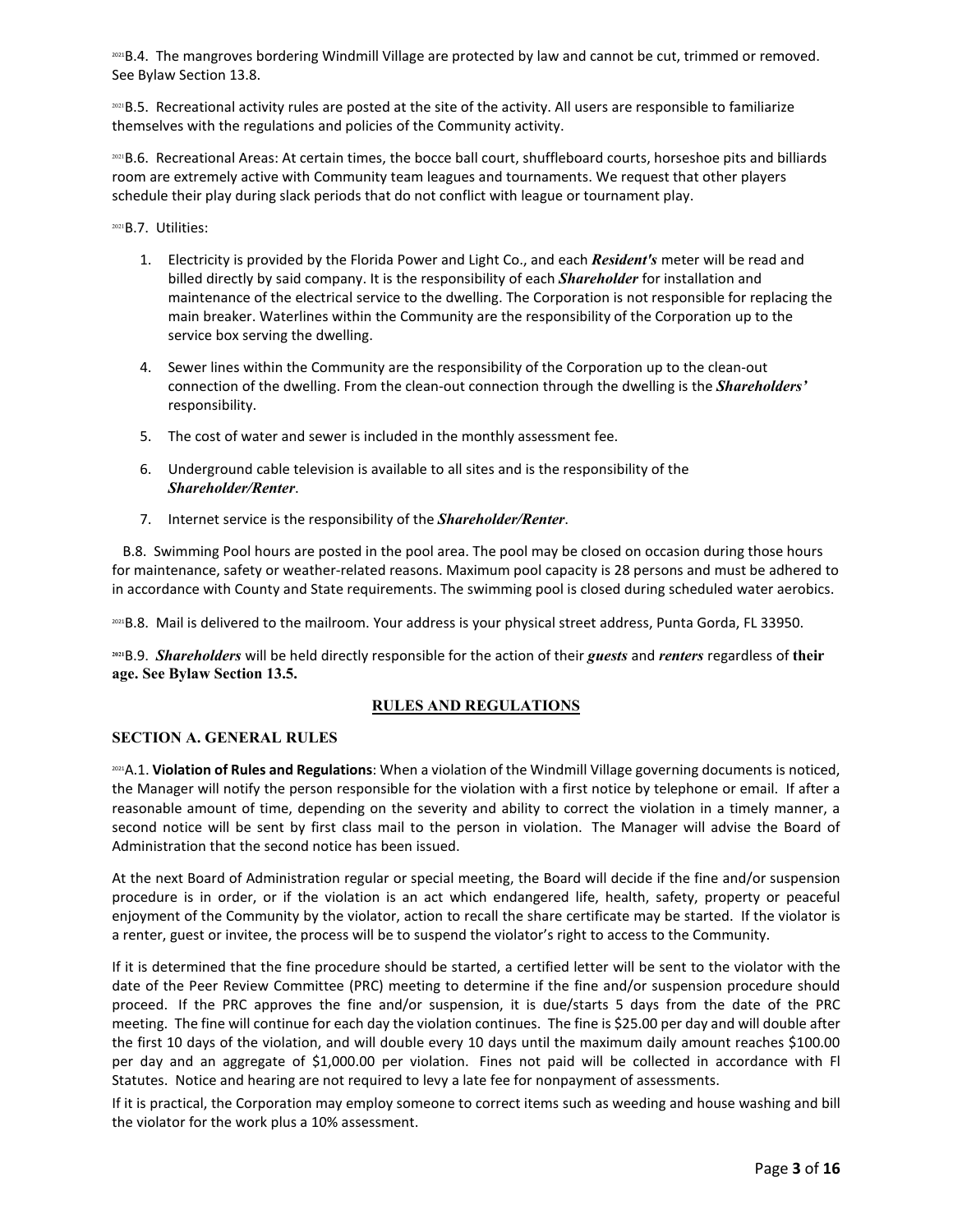2021B.4. The mangroves bordering Windmill Village are protected by law and cannot be cut, trimmed or removed. See Bylaw Section 13.8.

2021B.5. Recreational activity rules are posted at the site of the activity. All users are responsible to familiarize themselves with the regulations and policies of the Community activity.

2021B.6. Recreational Areas: At certain times, the bocce ball court, shuffleboard courts, horseshoe pits and billiards room are extremely active with Community team leagues and tournaments. We request that other players schedule their play during slack periods that do not conflict with league or tournament play.

2021B.7. Utilities:

1. Electricity is provided by the Florida Power and Light Co., and each ***Resident's*** meter will be read and billed directly by said company. It is the responsibility of each ***Shareholder*** for installation and maintenance of the electrical service to the dwelling. The Corporation is not responsible for replacing the main breaker. Waterlines within the Community are the responsibility of the Corporation up to the service box serving the dwelling.

4. Sewer lines within the Community are the responsibility of the Corporation up to the clean-out connection of the dwelling. From the clean-out connection through the dwelling is the ***Shareholders'*** responsibility.

5. The cost of water and sewer is included in the monthly assessment fee.

6. Underground cable television is available to all sites and is the responsibility of the ***Shareholder/Renter***.

7. Internet service is the responsibility of the ***Shareholder/Renter***.

B.8. Swimming Pool hours are posted in the pool area. The pool may be closed on occasion during those hours for maintenance, safety or weather-related reasons. Maximum pool capacity is 28 persons and must be adhered to in accordance with County and State requirements. The swimming pool is closed during scheduled water aerobics.

2021B.8. Mail is delivered to the mailroom. Your address is your physical street address, Punta Gorda, FL 33950.

2021B.9. ***Shareholders*** will be held directly responsible for the action of their ***guests*** and ***renters*** regardless of **their age. See Bylaw Section 13.5.**

## RULES AND REGULATIONS

### SECTION A. GENERAL RULES

2021A.1. **Violation of Rules and Regulations**: When a violation of the Windmill Village governing documents is noticed, the Manager will notify the person responsible for the violation with a first notice by telephone or email. If after a reasonable amount of time, depending on the severity and ability to correct the violation in a timely manner, a second notice will be sent by first class mail to the person in violation. The Manager will advise the Board of Administration that the second notice has been issued.

At the next Board of Administration regular or special meeting, the Board will decide if the fine and/or suspension procedure is in order, or if the violation is an act which endangered life, health, safety, property or peaceful enjoyment of the Community by the violator, action to recall the share certificate may be started. If the violator is a renter, guest or invitee, the process will be to suspend the violator's right to access to the Community.

If it is determined that the fine procedure should be started, a certified letter will be sent to the violator with the date of the Peer Review Committee (PRC) meeting to determine if the fine and/or suspension procedure should proceed. If the PRC approves the fine and/or suspension, it is due/starts 5 days from the date of the PRC meeting. The fine will continue for each day the violation continues. The fine is $25.00 per day and will double after the first 10 days of the violation, and will double every 10 days until the maximum daily amount reaches $100.00 per day and an aggregate of $1,000.00 per violation. Fines not paid will be collected in accordance with Fl Statutes. Notice and hearing are not required to levy a late fee for nonpayment of assessments.

If it is practical, the Corporation may employ someone to correct items such as weeding and house washing and bill the violator for the work plus a 10% assessment.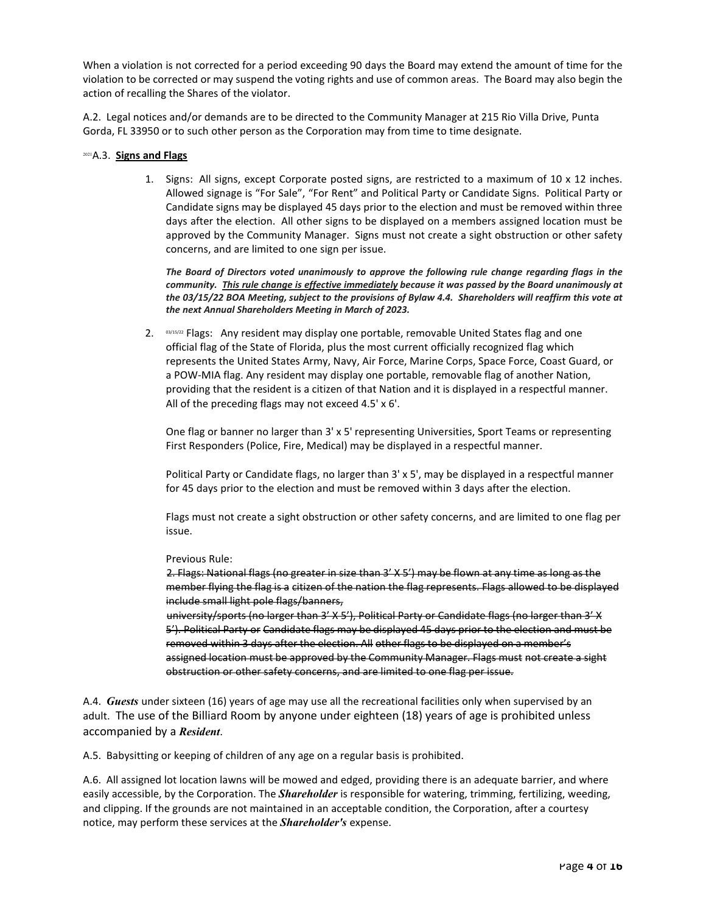When a violation is not corrected for a period exceeding 90 days the Board may extend the amount of time for the violation to be corrected or may suspend the voting rights and use of common areas. The Board may also begin the action of recalling the Shares of the violator.

A.2. Legal notices and/or demands are to be directed to the Community Manager at 215 Rio Villa Drive, Punta Gorda, FL 33950 or to such other person as the Corporation may from time to time designate.

[2021] A.3. **Signs and Flags**

1. Signs: All signs, except Corporate posted signs, are restricted to a maximum of 10 x 12 inches. Allowed signage is "For Sale", "For Rent" and Political Party or Candidate Signs. Political Party or Candidate signs may be displayed 45 days prior to the election and must be removed within three days after the election. All other signs to be displayed on a members assigned location must be approved by the Community Manager. Signs must not create a sight obstruction or other safety concerns, and are limited to one sign per issue.

   ***The Board of Directors voted unanimously to approve the following rule change regarding flags in the community. <u>This rule change is effective immediately</u> because it was passed by the Board unanimously at the 03/15/22 BOA Meeting, subject to the provisions of Bylaw 4.4. Shareholders will reaffirm this vote at the next Annual Shareholders Meeting in March of 2023.***

2. [03/15/22] Flags: Any resident may display one portable, removable United States flag and one official flag of the State of Florida, plus the most current officially recognized flag which represents the United States Army, Navy, Air Force, Marine Corps, Space Force, Coast Guard, or a POW-MIA flag. Any resident may display one portable, removable flag of another Nation, providing that the resident is a citizen of that Nation and it is displayed in a respectful manner. All of the preceding flags may not exceed 4.5' x 6'.

   One flag or banner no larger than 3' x 5' representing Universities, Sport Teams or representing First Responders (Police, Fire, Medical) may be displayed in a respectful manner.

   Political Party or Candidate flags, no larger than 3' x 5', may be displayed in a respectful manner for 45 days prior to the election and must be removed within 3 days after the election.

   Flags must not create a sight obstruction or other safety concerns, and are limited to one flag per issue.

   Previous Rule:
   ~~2. Flags: National flags (no greater in size than 3' X 5') may be flown at any time as long as the member flying the flag is a citizen of the nation the flag represents. Flags allowed to be displayed include small light pole flags/banners, university/sports (no larger than 3' X 5'), Political Party or Candidate flags (no larger than 3' X 5'). Political Party or Candidate flags may be displayed 45 days prior to the election and must be removed within 3 days after the election. All other flags to be displayed on a member's assigned location must be approved by the Community Manager. Flags must not create a sight obstruction or other safety concerns, and are limited to one flag per issue.~~

A.4. ***Guests*** under sixteen (16) years of age may use all the recreational facilities only when supervised by an adult. The use of the Billiard Room by anyone under eighteen (18) years of age is prohibited unless accompanied by a ***Resident***.

A.5. Babysitting or keeping of children of any age on a regular basis is prohibited.

A.6. All assigned lot location lawns will be mowed and edged, providing there is an adequate barrier, and where easily accessible, by the Corporation. The ***Shareholder*** is responsible for watering, trimming, fertilizing, weeding, and clipping. If the grounds are not maintained in an acceptable condition, the Corporation, after a courtesy notice, may perform these services at the ***Shareholder's*** expense.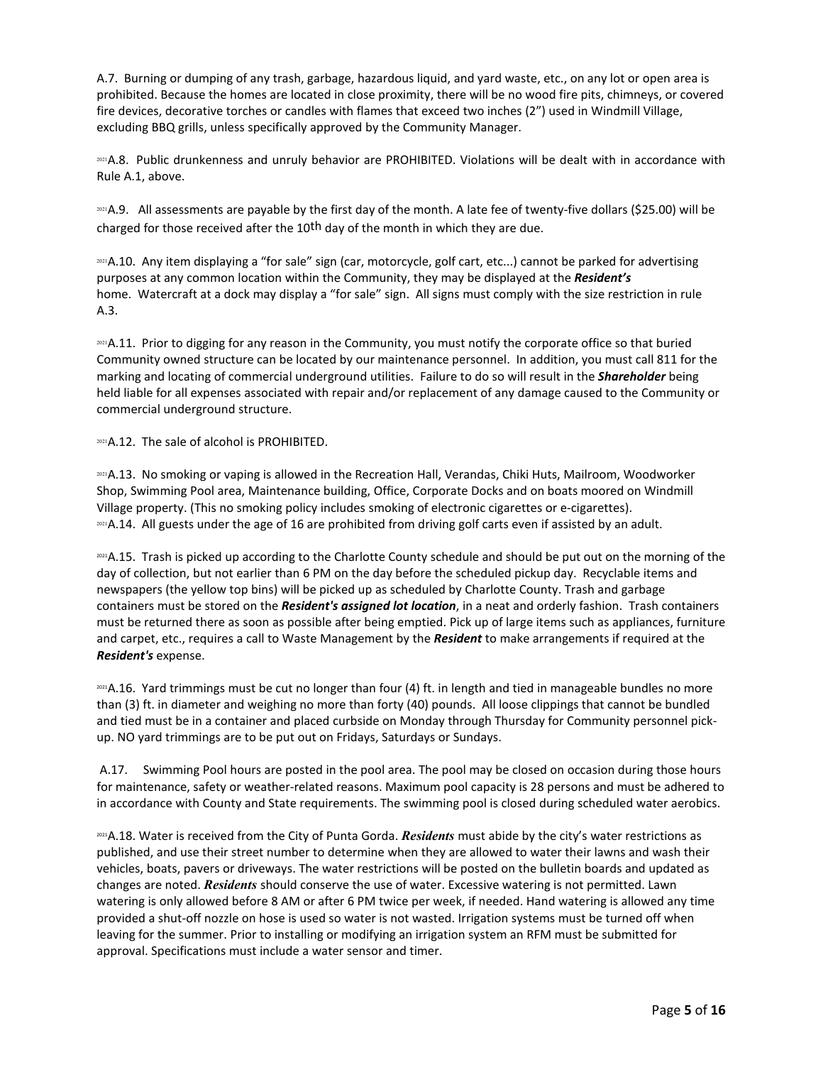A.7. Burning or dumping of any trash, garbage, hazardous liquid, and yard waste, etc., on any lot or open area is prohibited. Because the homes are located in close proximity, there will be no wood fire pits, chimneys, or covered fire devices, decorative torches or candles with flames that exceed two inches (2") used in Windmill Village, excluding BBQ grills, unless specifically approved by the Community Manager.

2021A.8. Public drunkenness and unruly behavior are PROHIBITED. Violations will be dealt with in accordance with Rule A.1, above.

2021A.9. All assessments are payable by the first day of the month. A late fee of twenty-five dollars ($25.00) will be charged for those received after the 10th day of the month in which they are due.

2021A.10. Any item displaying a "for sale" sign (car, motorcycle, golf cart, etc...) cannot be parked for advertising purposes at any common location within the Community, they may be displayed at the ***Resident's*** home. Watercraft at a dock may display a "for sale" sign. All signs must comply with the size restriction in rule A.3.

2021A.11. Prior to digging for any reason in the Community, you must notify the corporate office so that buried Community owned structure can be located by our maintenance personnel. In addition, you must call 811 for the marking and locating of commercial underground utilities. Failure to do so will result in the ***Shareholder*** being held liable for all expenses associated with repair and/or replacement of any damage caused to the Community or commercial underground structure.

2021A.12. The sale of alcohol is PROHIBITED.

2021A.13. No smoking or vaping is allowed in the Recreation Hall, Verandas, Chiki Huts, Mailroom, Woodworker Shop, Swimming Pool area, Maintenance building, Office, Corporate Docks and on boats moored on Windmill Village property. (This no smoking policy includes smoking of electronic cigarettes or e-cigarettes).
2021A.14. All guests under the age of 16 are prohibited from driving golf carts even if assisted by an adult.

2021A.15. Trash is picked up according to the Charlotte County schedule and should be put out on the morning of the day of collection, but not earlier than 6 PM on the day before the scheduled pickup day. Recyclable items and newspapers (the yellow top bins) will be picked up as scheduled by Charlotte County. Trash and garbage containers must be stored on the ***Resident's assigned lot location***, in a neat and orderly fashion. Trash containers must be returned there as soon as possible after being emptied. Pick up of large items such as appliances, furniture and carpet, etc., requires a call to Waste Management by the ***Resident*** to make arrangements if required at the ***Resident's*** expense.

2021A.16. Yard trimmings must be cut no longer than four (4) ft. in length and tied in manageable bundles no more than (3) ft. in diameter and weighing no more than forty (40) pounds. All loose clippings that cannot be bundled and tied must be in a container and placed curbside on Monday through Thursday for Community personnel pick-up. NO yard trimmings are to be put out on Fridays, Saturdays or Sundays.

A.17. Swimming Pool hours are posted in the pool area. The pool may be closed on occasion during those hours for maintenance, safety or weather-related reasons. Maximum pool capacity is 28 persons and must be adhered to in accordance with County and State requirements. The swimming pool is closed during scheduled water aerobics.

2021A.18. Water is received from the City of Punta Gorda. ***Residents*** must abide by the city's water restrictions as published, and use their street number to determine when they are allowed to water their lawns and wash their vehicles, boats, pavers or driveways. The water restrictions will be posted on the bulletin boards and updated as changes are noted. ***Residents*** should conserve the use of water. Excessive watering is not permitted. Lawn watering is only allowed before 8 AM or after 6 PM twice per week, if needed. Hand watering is allowed any time provided a shut-off nozzle on hose is used so water is not wasted. Irrigation systems must be turned off when leaving for the summer. Prior to installing or modifying an irrigation system an RFM must be submitted for approval. Specifications must include a water sensor and timer.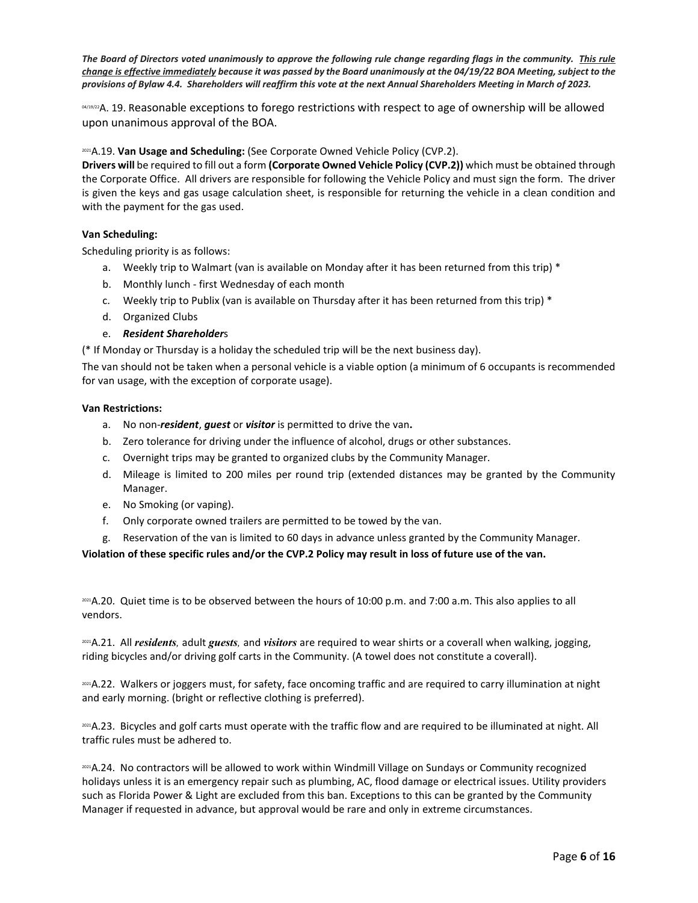***The Board of Directors voted unanimously to approve the following rule change regarding flags in the community. <u>This rule change is effective immediately</u> because it was passed by the Board unanimously at the 04/19/22 BOA Meeting, subject to the provisions of Bylaw 4.4. Shareholders will reaffirm this vote at the next Annual Shareholders Meeting in March of 2023.***

[04/19/22]A. 19. Reasonable exceptions to forego restrictions with respect to age of ownership will be allowed upon unanimous approval of the BOA.

[2021]A.19. **Van Usage and Scheduling:** (See Corporate Owned Vehicle Policy (CVP.2).

**Drivers will** be required to fill out a form **(Corporate Owned Vehicle Policy (CVP.2))** which must be obtained through the Corporate Office. All drivers are responsible for following the Vehicle Policy and must sign the form. The driver is given the keys and gas usage calculation sheet, is responsible for returning the vehicle in a clean condition and with the payment for the gas used.

**Van Scheduling:**

Scheduling priority is as follows:

a. Weekly trip to Walmart (van is available on Monday after it has been returned from this trip) *
b. Monthly lunch - first Wednesday of each month
c. Weekly trip to Publix (van is available on Thursday after it has been returned from this trip) *
d. Organized Clubs
e. ***Resident Shareholder***s

(* If Monday or Thursday is a holiday the scheduled trip will be the next business day).

The van should not be taken when a personal vehicle is a viable option (a minimum of 6 occupants is recommended for van usage, with the exception of corporate usage).

**Van Restrictions:**

a. No non-***resident***, ***guest*** or ***visitor*** is permitted to drive the van**.**
b. Zero tolerance for driving under the influence of alcohol, drugs or other substances.
c. Overnight trips may be granted to organized clubs by the Community Manager.
d. Mileage is limited to 200 miles per round trip (extended distances may be granted by the Community Manager.
e. No Smoking (or vaping).
f. Only corporate owned trailers are permitted to be towed by the van.
g. Reservation of the van is limited to 60 days in advance unless granted by the Community Manager.

**Violation of these specific rules and/or the CVP.2 Policy may result in loss of future use of the van.**

[2021]A.20. Quiet time is to be observed between the hours of 10:00 p.m. and 7:00 a.m. This also applies to all vendors.

[2021]A.21. All ***residents**,* adult ***guests**,* and ***visitors*** are required to wear shirts or a coverall when walking, jogging, riding bicycles and/or driving golf carts in the Community. (A towel does not constitute a coverall).

[2021]A.22. Walkers or joggers must, for safety, face oncoming traffic and are required to carry illumination at night and early morning. (bright or reflective clothing is preferred).

[2021]A.23. Bicycles and golf carts must operate with the traffic flow and are required to be illuminated at night. All traffic rules must be adhered to.

[2021]A.24. No contractors will be allowed to work within Windmill Village on Sundays or Community recognized holidays unless it is an emergency repair such as plumbing, AC, flood damage or electrical issues. Utility providers such as Florida Power & Light are excluded from this ban. Exceptions to this can be granted by the Community Manager if requested in advance, but approval would be rare and only in extreme circumstances.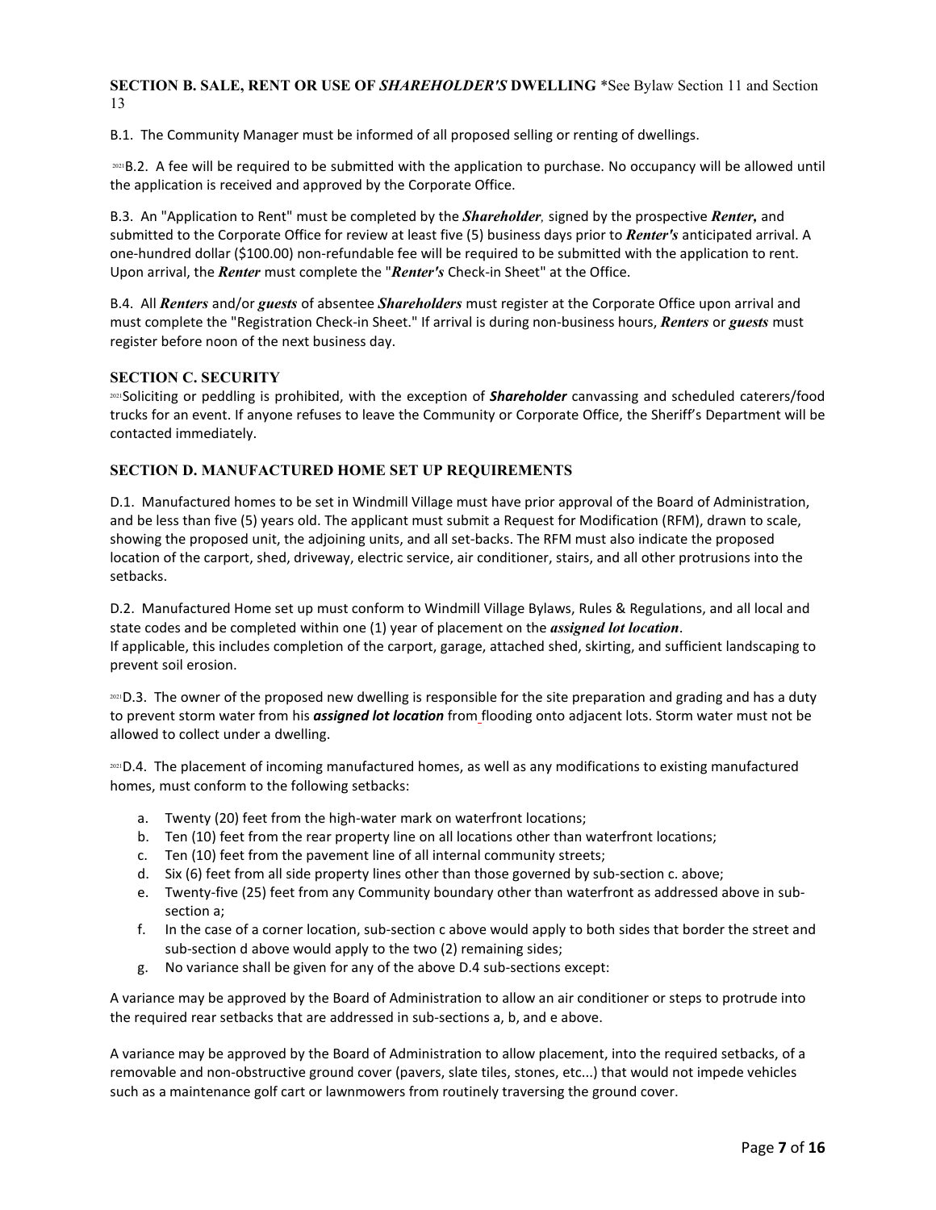## SECTION B. SALE, RENT OR USE OF *SHAREHOLDER'S* DWELLING \*See Bylaw Section 11 and Section 13

B.1. The Community Manager must be informed of all proposed selling or renting of dwellings.

[2021]B.2. A fee will be required to be submitted with the application to purchase. No occupancy will be allowed until the application is received and approved by the Corporate Office.

B.3. An "Application to Rent" must be completed by the ***Shareholder**,* signed by the prospective ***Renter,*** and submitted to the Corporate Office for review at least five (5) business days prior to ***Renter's*** anticipated arrival. A one-hundred dollar ($100.00) non-refundable fee will be required to be submitted with the application to rent. Upon arrival, the ***Renter*** must complete the "***Renter's*** Check-in Sheet" at the Office.

B.4. All ***Renters*** and/or ***guests*** of absentee ***Shareholders*** must register at the Corporate Office upon arrival and must complete the "Registration Check-in Sheet." If arrival is during non-business hours, ***Renters*** or ***guests*** must register before noon of the next business day.

## SECTION C. SECURITY

[2021]Soliciting or peddling is prohibited, with the exception of ***Shareholder*** canvassing and scheduled caterers/food trucks for an event. If anyone refuses to leave the Community or Corporate Office, the Sheriff's Department will be contacted immediately.

## SECTION D. MANUFACTURED HOME SET UP REQUIREMENTS

D.1. Manufactured homes to be set in Windmill Village must have prior approval of the Board of Administration, and be less than five (5) years old. The applicant must submit a Request for Modification (RFM), drawn to scale, showing the proposed unit, the adjoining units, and all set-backs. The RFM must also indicate the proposed location of the carport, shed, driveway, electric service, air conditioner, stairs, and all other protrusions into the setbacks.

D.2. Manufactured Home set up must conform to Windmill Village Bylaws, Rules & Regulations, and all local and state codes and be completed within one (1) year of placement on the ***assigned lot location***.
If applicable, this includes completion of the carport, garage, attached shed, skirting, and sufficient landscaping to prevent soil erosion.

[2021]D.3. The owner of the proposed new dwelling is responsible for the site preparation and grading and has a duty to prevent storm water from his ***assigned lot location*** from flooding onto adjacent lots. Storm water must not be allowed to collect under a dwelling.

[2021]D.4. The placement of incoming manufactured homes, as well as any modifications to existing manufactured homes, must conform to the following setbacks:

a. Twenty (20) feet from the high-water mark on waterfront locations;
b. Ten (10) feet from the rear property line on all locations other than waterfront locations;
c. Ten (10) feet from the pavement line of all internal community streets;
d. Six (6) feet from all side property lines other than those governed by sub-section c. above;
e. Twenty-five (25) feet from any Community boundary other than waterfront as addressed above in sub-section a;
f. In the case of a corner location, sub-section c above would apply to both sides that border the street and sub-section d above would apply to the two (2) remaining sides;
g. No variance shall be given for any of the above D.4 sub-sections except:

A variance may be approved by the Board of Administration to allow an air conditioner or steps to protrude into the required rear setbacks that are addressed in sub-sections a, b, and e above.

A variance may be approved by the Board of Administration to allow placement, into the required setbacks, of a removable and non-obstructive ground cover (pavers, slate tiles, stones, etc...) that would not impede vehicles such as a maintenance golf cart or lawnmowers from routinely traversing the ground cover.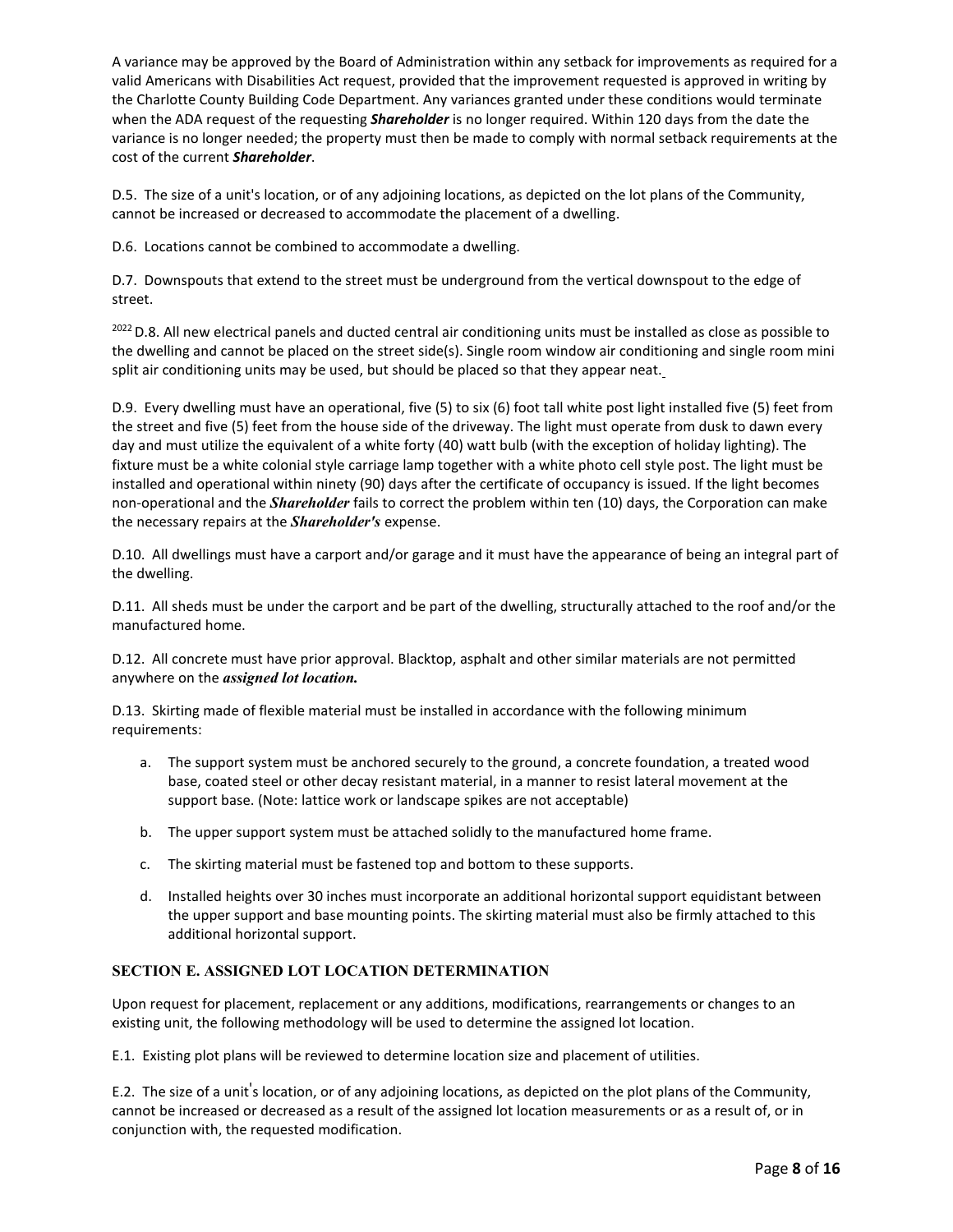A variance may be approved by the Board of Administration within any setback for improvements as required for a valid Americans with Disabilities Act request, provided that the improvement requested is approved in writing by the Charlotte County Building Code Department. Any variances granted under these conditions would terminate when the ADA request of the requesting ***Shareholder*** is no longer required. Within 120 days from the date the variance is no longer needed; the property must then be made to comply with normal setback requirements at the cost of the current ***Shareholder***.

D.5. The size of a unit's location, or of any adjoining locations, as depicted on the lot plans of the Community, cannot be increased or decreased to accommodate the placement of a dwelling.

D.6. Locations cannot be combined to accommodate a dwelling.

D.7. Downspouts that extend to the street must be underground from the vertical downspout to the edge of street.

[2022] D.8. All new electrical panels and ducted central air conditioning units must be installed as close as possible to the dwelling and cannot be placed on the street side(s). Single room window air conditioning and single room mini split air conditioning units may be used, but should be placed so that they appear neat.

D.9. Every dwelling must have an operational, five (5) to six (6) foot tall white post light installed five (5) feet from the street and five (5) feet from the house side of the driveway. The light must operate from dusk to dawn every day and must utilize the equivalent of a white forty (40) watt bulb (with the exception of holiday lighting). The fixture must be a white colonial style carriage lamp together with a white photo cell style post. The light must be installed and operational within ninety (90) days after the certificate of occupancy is issued. If the light becomes non-operational and the ***Shareholder*** fails to correct the problem within ten (10) days, the Corporation can make the necessary repairs at the ***Shareholder's*** expense.

D.10. All dwellings must have a carport and/or garage and it must have the appearance of being an integral part of the dwelling.

D.11. All sheds must be under the carport and be part of the dwelling, structurally attached to the roof and/or the manufactured home.

D.12. All concrete must have prior approval. Blacktop, asphalt and other similar materials are not permitted anywhere on the ***assigned lot location.***

D.13. Skirting made of flexible material must be installed in accordance with the following minimum requirements:

a. The support system must be anchored securely to the ground, a concrete foundation, a treated wood base, coated steel or other decay resistant material, in a manner to resist lateral movement at the support base. (Note: lattice work or landscape spikes are not acceptable)

b. The upper support system must be attached solidly to the manufactured home frame.

c. The skirting material must be fastened top and bottom to these supports.

d. Installed heights over 30 inches must incorporate an additional horizontal support equidistant between the upper support and base mounting points. The skirting material must also be firmly attached to this additional horizontal support.

### SECTION E. ASSIGNED LOT LOCATION DETERMINATION

Upon request for placement, replacement or any additions, modifications, rearrangements or changes to an existing unit, the following methodology will be used to determine the assigned lot location.

E.1. Existing plot plans will be reviewed to determine location size and placement of utilities.

E.2. The size of a unit's location, or of any adjoining locations, as depicted on the plot plans of the Community, cannot be increased or decreased as a result of the assigned lot location measurements or as a result of, or in conjunction with, the requested modification.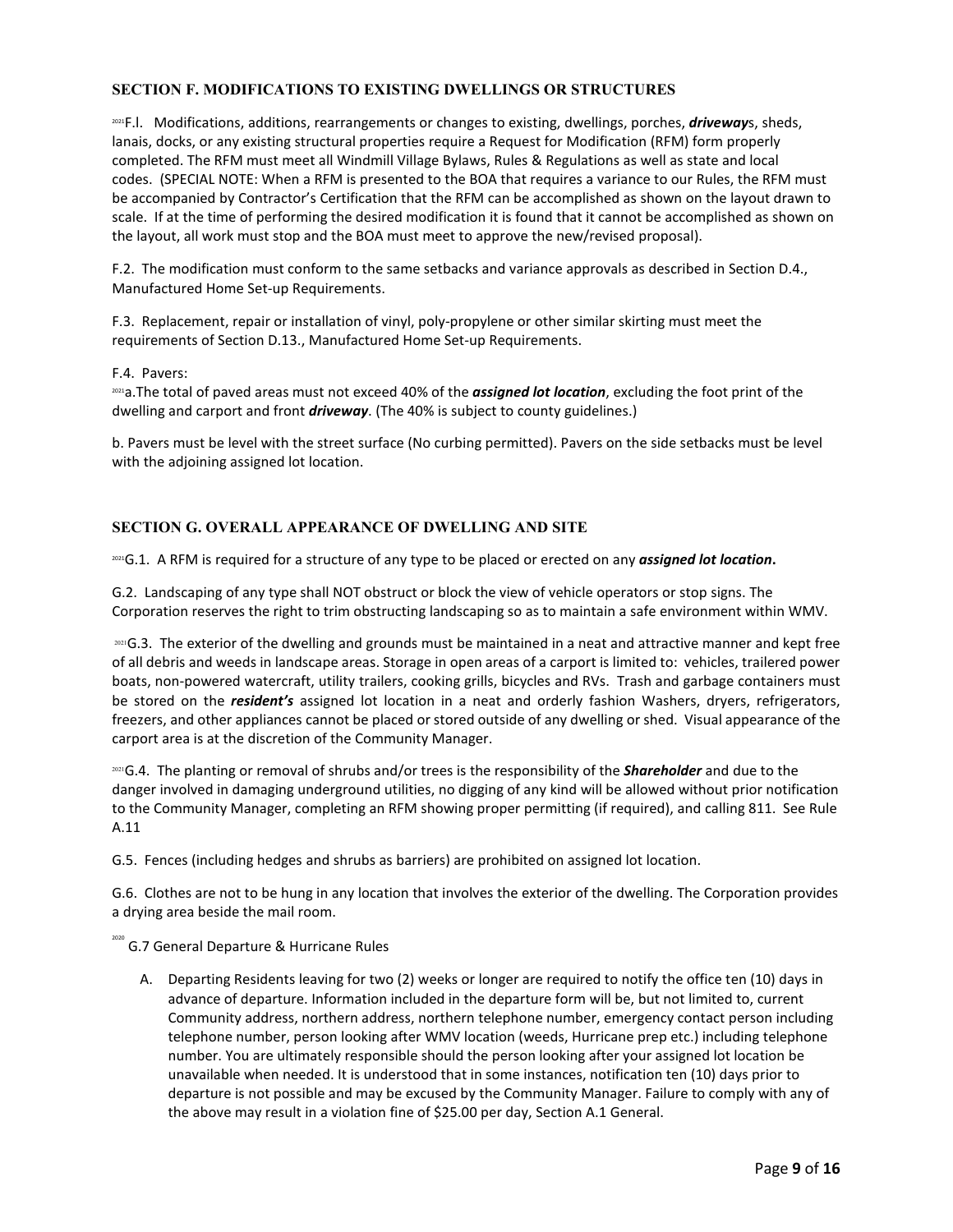## SECTION F. MODIFICATIONS TO EXISTING DWELLINGS OR STRUCTURES

[2021]F.l. Modifications, additions, rearrangements or changes to existing, dwellings, porches, ***driveway***s, sheds, lanais, docks, or any existing structural properties require a Request for Modification (RFM) form properly completed. The RFM must meet all Windmill Village Bylaws, Rules & Regulations as well as state and local codes. (SPECIAL NOTE: When a RFM is presented to the BOA that requires a variance to our Rules, the RFM must be accompanied by Contractor's Certification that the RFM can be accomplished as shown on the layout drawn to scale. If at the time of performing the desired modification it is found that it cannot be accomplished as shown on the layout, all work must stop and the BOA must meet to approve the new/revised proposal).

F.2. The modification must conform to the same setbacks and variance approvals as described in Section D.4., Manufactured Home Set-up Requirements.

F.3. Replacement, repair or installation of vinyl, poly-propylene or other similar skirting must meet the requirements of Section D.13., Manufactured Home Set-up Requirements.

F.4. Pavers:

[2021]a.The total of paved areas must not exceed 40% of the ***assigned lot location***, excluding the foot print of the dwelling and carport and front ***driveway***. (The 40% is subject to county guidelines.)

b. Pavers must be level with the street surface (No curbing permitted). Pavers on the side setbacks must be level with the adjoining assigned lot location.

## SECTION G. OVERALL APPEARANCE OF DWELLING AND SITE

[2021]G.1. A RFM is required for a structure of any type to be placed or erected on any ***assigned lot location*.**

G.2. Landscaping of any type shall NOT obstruct or block the view of vehicle operators or stop signs. The Corporation reserves the right to trim obstructing landscaping so as to maintain a safe environment within WMV.

[2021]G.3. The exterior of the dwelling and grounds must be maintained in a neat and attractive manner and kept free of all debris and weeds in landscape areas. Storage in open areas of a carport is limited to: vehicles, trailered power boats, non-powered watercraft, utility trailers, cooking grills, bicycles and RVs. Trash and garbage containers must be stored on the ***resident's*** assigned lot location in a neat and orderly fashion Washers, dryers, refrigerators, freezers, and other appliances cannot be placed or stored outside of any dwelling or shed. Visual appearance of the carport area is at the discretion of the Community Manager.

[2021]G.4. The planting or removal of shrubs and/or trees is the responsibility of the ***Shareholder*** and due to the danger involved in damaging underground utilities, no digging of any kind will be allowed without prior notification to the Community Manager, completing an RFM showing proper permitting (if required), and calling 811. See Rule A.11

G.5. Fences (including hedges and shrubs as barriers) are prohibited on assigned lot location.

G.6. Clothes are not to be hung in any location that involves the exterior of the dwelling. The Corporation provides a drying area beside the mail room.

[2020] G.7 General Departure & Hurricane Rules

A. Departing Residents leaving for two (2) weeks or longer are required to notify the office ten (10) days in advance of departure. Information included in the departure form will be, but not limited to, current Community address, northern address, northern telephone number, emergency contact person including telephone number, person looking after WMV location (weeds, Hurricane prep etc.) including telephone number. You are ultimately responsible should the person looking after your assigned lot location be unavailable when needed. It is understood that in some instances, notification ten (10) days prior to departure is not possible and may be excused by the Community Manager. Failure to comply with any of the above may result in a violation fine of $25.00 per day, Section A.1 General.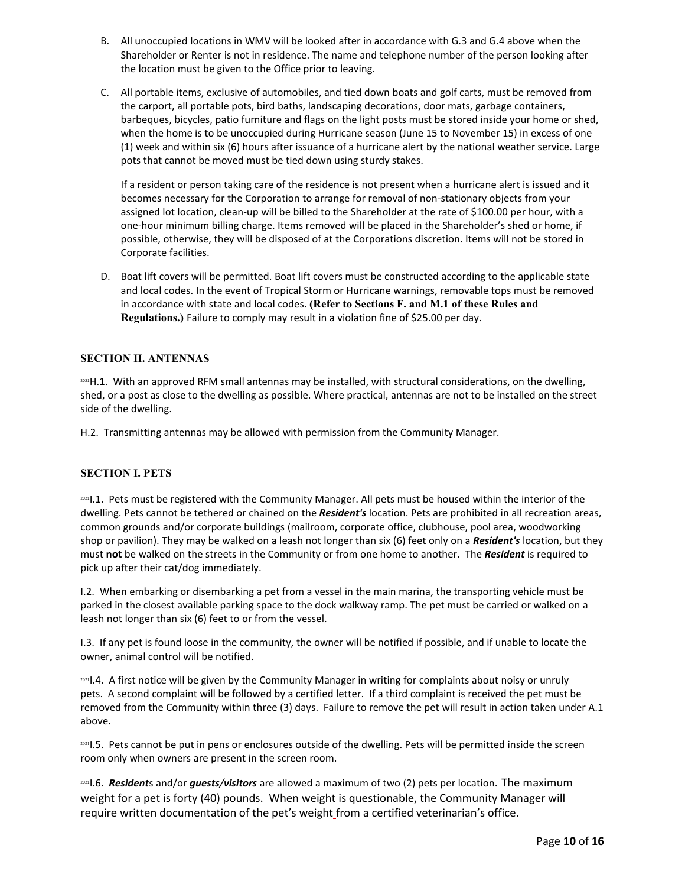B. All unoccupied locations in WMV will be looked after in accordance with G.3 and G.4 above when the Shareholder or Renter is not in residence. The name and telephone number of the person looking after the location must be given to the Office prior to leaving.

C. All portable items, exclusive of automobiles, and tied down boats and golf carts, must be removed from the carport, all portable pots, bird baths, landscaping decorations, door mats, garbage containers, barbeques, bicycles, patio furniture and flags on the light posts must be stored inside your home or shed, when the home is to be unoccupied during Hurricane season (June 15 to November 15) in excess of one (1) week and within six (6) hours after issuance of a hurricane alert by the national weather service. Large pots that cannot be moved must be tied down using sturdy stakes.

   If a resident or person taking care of the residence is not present when a hurricane alert is issued and it becomes necessary for the Corporation to arrange for removal of non-stationary objects from your assigned lot location, clean-up will be billed to the Shareholder at the rate of $100.00 per hour, with a one-hour minimum billing charge. Items removed will be placed in the Shareholder's shed or home, if possible, otherwise, they will be disposed of at the Corporations discretion. Items will not be stored in Corporate facilities.

D. Boat lift covers will be permitted. Boat lift covers must be constructed according to the applicable state and local codes. In the event of Tropical Storm or Hurricane warnings, removable tops must be removed in accordance with state and local codes. **(Refer to Sections F. and M.1 of these Rules and Regulations.)** Failure to comply may result in a violation fine of $25.00 per day.

## SECTION H. ANTENNAS

[2021]H.1. With an approved RFM small antennas may be installed, with structural considerations, on the dwelling, shed, or a post as close to the dwelling as possible. Where practical, antennas are not to be installed on the street side of the dwelling.

H.2. Transmitting antennas may be allowed with permission from the Community Manager.

## SECTION I. PETS

[2021]I.1. Pets must be registered with the Community Manager. All pets must be housed within the interior of the dwelling. Pets cannot be tethered or chained on the ***Resident's*** location. Pets are prohibited in all recreation areas, common grounds and/or corporate buildings (mailroom, corporate office, clubhouse, pool area, woodworking shop or pavilion). They may be walked on a leash not longer than six (6) feet only on a ***Resident's*** location, but they must **not** be walked on the streets in the Community or from one home to another. The ***Resident*** is required to pick up after their cat/dog immediately.

I.2. When embarking or disembarking a pet from a vessel in the main marina, the transporting vehicle must be parked in the closest available parking space to the dock walkway ramp. The pet must be carried or walked on a leash not longer than six (6) feet to or from the vessel.

I.3. If any pet is found loose in the community, the owner will be notified if possible, and if unable to locate the owner, animal control will be notified.

[2021]I.4. A first notice will be given by the Community Manager in writing for complaints about noisy or unruly pets. A second complaint will be followed by a certified letter. If a third complaint is received the pet must be removed from the Community within three (3) days. Failure to remove the pet will result in action taken under A.1 above.

[2021]I.5. Pets cannot be put in pens or enclosures outside of the dwelling. Pets will be permitted inside the screen room only when owners are present in the screen room.

[2021]I.6. ***Resident***s and/or ***guests/visitors*** are allowed a maximum of two (2) pets per location. The maximum weight for a pet is forty (40) pounds. When weight is questionable, the Community Manager will require written documentation of the pet's weight from a certified veterinarian's office.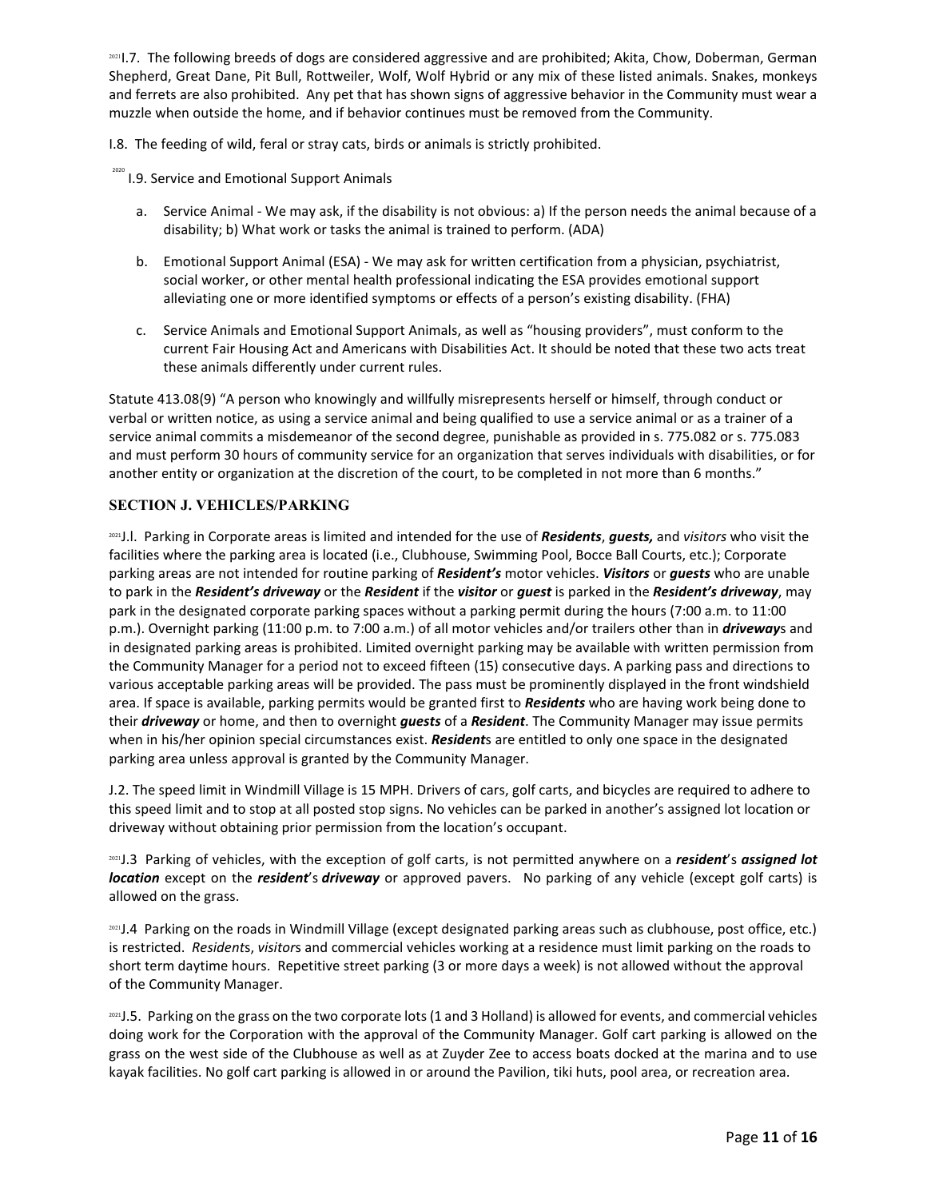[2021]I.7. The following breeds of dogs are considered aggressive and are prohibited; Akita, Chow, Doberman, German Shepherd, Great Dane, Pit Bull, Rottweiler, Wolf, Wolf Hybrid or any mix of these listed animals. Snakes, monkeys and ferrets are also prohibited. Any pet that has shown signs of aggressive behavior in the Community must wear a muzzle when outside the home, and if behavior continues must be removed from the Community.

I.8. The feeding of wild, feral or stray cats, birds or animals is strictly prohibited.

[2020] I.9. Service and Emotional Support Animals

a. Service Animal - We may ask, if the disability is not obvious: a) If the person needs the animal because of a disability; b) What work or tasks the animal is trained to perform. (ADA)

b. Emotional Support Animal (ESA) - We may ask for written certification from a physician, psychiatrist, social worker, or other mental health professional indicating the ESA provides emotional support alleviating one or more identified symptoms or effects of a person's existing disability. (FHA)

c. Service Animals and Emotional Support Animals, as well as "housing providers", must conform to the current Fair Housing Act and Americans with Disabilities Act. It should be noted that these two acts treat these animals differently under current rules.

Statute 413.08(9) "A person who knowingly and willfully misrepresents herself or himself, through conduct or verbal or written notice, as using a service animal and being qualified to use a service animal or as a trainer of a service animal commits a misdemeanor of the second degree, punishable as provided in s. 775.082 or s. 775.083 and must perform 30 hours of community service for an organization that serves individuals with disabilities, or for another entity or organization at the discretion of the court, to be completed in not more than 6 months."

## SECTION J. VEHICLES/PARKING

[2021]J.l. Parking in Corporate areas is limited and intended for the use of ***Residents***, ***guests,*** and *visitors* who visit the facilities where the parking area is located (i.e., Clubhouse, Swimming Pool, Bocce Ball Courts, etc.); Corporate parking areas are not intended for routine parking of ***Resident's*** motor vehicles. ***Visitors*** or ***guests*** who are unable to park in the ***Resident's driveway*** or the ***Resident*** if the ***visitor*** or ***guest*** is parked in the ***Resident's driveway***, may park in the designated corporate parking spaces without a parking permit during the hours (7:00 a.m. to 11:00 p.m.). Overnight parking (11:00 p.m. to 7:00 a.m.) of all motor vehicles and/or trailers other than in ***driveway***s and in designated parking areas is prohibited. Limited overnight parking may be available with written permission from the Community Manager for a period not to exceed fifteen (15) consecutive days. A parking pass and directions to various acceptable parking areas will be provided. The pass must be prominently displayed in the front windshield area. If space is available, parking permits would be granted first to ***Residents*** who are having work being done to their ***driveway*** or home, and then to overnight ***guests*** of a ***Resident***. The Community Manager may issue permits when in his/her opinion special circumstances exist. ***Resident***s are entitled to only one space in the designated parking area unless approval is granted by the Community Manager.

J.2. The speed limit in Windmill Village is 15 MPH. Drivers of cars, golf carts, and bicycles are required to adhere to this speed limit and to stop at all posted stop signs. No vehicles can be parked in another's assigned lot location or driveway without obtaining prior permission from the location's occupant.

[2021]J.3 Parking of vehicles, with the exception of golf carts, is not permitted anywhere on a ***resident***'s ***assigned lot location*** except on the ***resident***'s ***driveway*** or approved pavers. No parking of any vehicle (except golf carts) is allowed on the grass.

[2021]J.4 Parking on the roads in Windmill Village (except designated parking areas such as clubhouse, post office, etc.) is restricted. *Resident*s, *visitor*s and commercial vehicles working at a residence must limit parking on the roads to short term daytime hours. Repetitive street parking (3 or more days a week) is not allowed without the approval of the Community Manager.

[2021]J.5. Parking on the grass on the two corporate lots (1 and 3 Holland) is allowed for events, and commercial vehicles doing work for the Corporation with the approval of the Community Manager. Golf cart parking is allowed on the grass on the west side of the Clubhouse as well as at Zuyder Zee to access boats docked at the marina and to use kayak facilities. No golf cart parking is allowed in or around the Pavilion, tiki huts, pool area, or recreation area.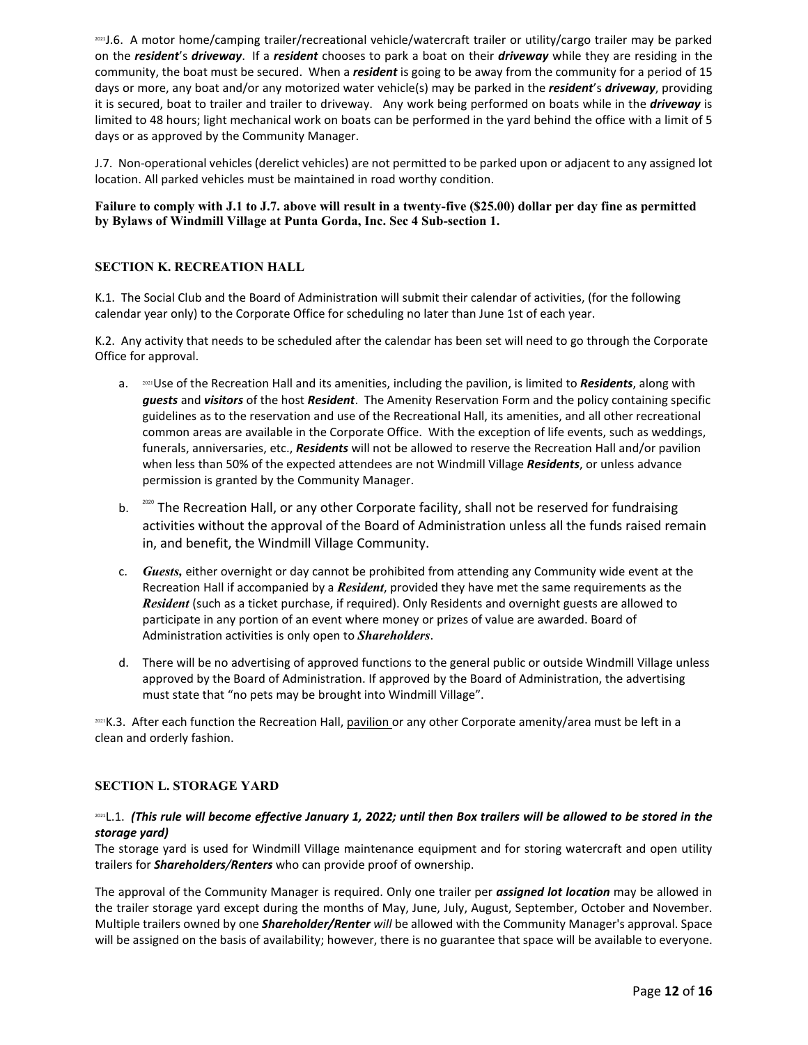[2021]J.6. A motor home/camping trailer/recreational vehicle/watercraft trailer or utility/cargo trailer may be parked on the ***resident***'s ***driveway***. If a ***resident*** chooses to park a boat on their ***driveway*** while they are residing in the community, the boat must be secured. When a ***resident*** is going to be away from the community for a period of 15 days or more, any boat and/or any motorized water vehicle(s) may be parked in the ***resident***'s ***driveway***, providing it is secured, boat to trailer and trailer to driveway. Any work being performed on boats while in the ***driveway*** is limited to 48 hours; light mechanical work on boats can be performed in the yard behind the office with a limit of 5 days or as approved by the Community Manager.

J.7. Non-operational vehicles (derelict vehicles) are not permitted to be parked upon or adjacent to any assigned lot location. All parked vehicles must be maintained in road worthy condition.

**Failure to comply with J.1 to J.7. above will result in a twenty-five ($25.00) dollar per day fine as permitted by Bylaws of Windmill Village at Punta Gorda, Inc. Sec 4 Sub-section 1.**

## SECTION K. RECREATION HALL

K.1. The Social Club and the Board of Administration will submit their calendar of activities, (for the following calendar year only) to the Corporate Office for scheduling no later than June 1st of each year.

K.2. Any activity that needs to be scheduled after the calendar has been set will need to go through the Corporate Office for approval.

a. [2021]Use of the Recreation Hall and its amenities, including the pavilion, is limited to ***Residents***, along with ***guests*** and ***visitors*** of the host ***Resident***. The Amenity Reservation Form and the policy containing specific guidelines as to the reservation and use of the Recreational Hall, its amenities, and all other recreational common areas are available in the Corporate Office. With the exception of life events, such as weddings, funerals, anniversaries, etc., ***Residents*** will not be allowed to reserve the Recreation Hall and/or pavilion when less than 50% of the expected attendees are not Windmill Village ***Residents***, or unless advance permission is granted by the Community Manager.

b. [2020] The Recreation Hall, or any other Corporate facility, shall not be reserved for fundraising activities without the approval of the Board of Administration unless all the funds raised remain in, and benefit, the Windmill Village Community.

c. ***Guests,*** either overnight or day cannot be prohibited from attending any Community wide event at the Recreation Hall if accompanied by a ***Resident***, provided they have met the same requirements as the ***Resident*** (such as a ticket purchase, if required). Only Residents and overnight guests are allowed to participate in any portion of an event where money or prizes of value are awarded. Board of Administration activities is only open to ***Shareholders***.

d. There will be no advertising of approved functions to the general public or outside Windmill Village unless approved by the Board of Administration. If approved by the Board of Administration, the advertising must state that "no pets may be brought into Windmill Village".

[2021]K.3. After each function the Recreation Hall, <u>pavilion</u> or any other Corporate amenity/area must be left in a clean and orderly fashion.

## SECTION L. STORAGE YARD

[2021]L.1. ***(This rule will become effective January 1, 2022; until then Box trailers will be allowed to be stored in the storage yard)***
The storage yard is used for Windmill Village maintenance equipment and for storing watercraft and open utility trailers for ***Shareholders/Renters*** who can provide proof of ownership.

The approval of the Community Manager is required. Only one trailer per ***assigned lot location*** may be allowed in the trailer storage yard except during the months of May, June, July, August, September, October and November. Multiple trailers owned by one ***Shareholder/Renter*** *will* be allowed with the Community Manager's approval. Space will be assigned on the basis of availability; however, there is no guarantee that space will be available to everyone.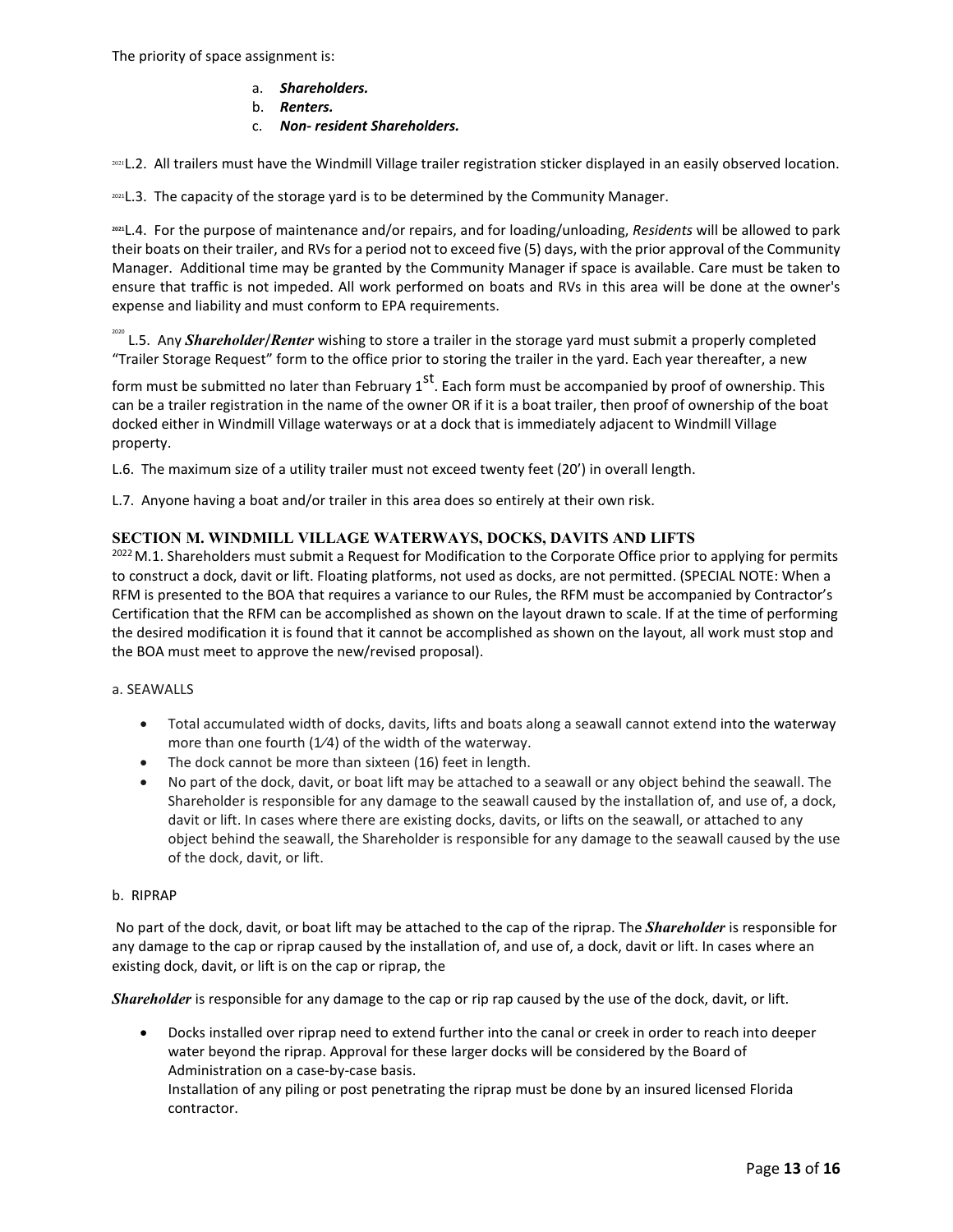The priority of space assignment is:

a. ***Shareholders.***
b. ***Renters.***
c. ***Non- resident Shareholders.***

[2021]L.2. All trailers must have the Windmill Village trailer registration sticker displayed in an easily observed location.

[2021]L.3. The capacity of the storage yard is to be determined by the Community Manager.

[2021]L.4. For the purpose of maintenance and/or repairs, and for loading/unloading, *Residents* will be allowed to park their boats on their trailer, and RVs for a period not to exceed five (5) days, with the prior approval of the Community Manager. Additional time may be granted by the Community Manager if space is available. Care must be taken to ensure that traffic is not impeded. All work performed on boats and RVs in this area will be done at the owner's expense and liability and must conform to EPA requirements.

[2020] L.5. Any ***Shareholder/Renter*** wishing to store a trailer in the storage yard must submit a properly completed "Trailer Storage Request" form to the office prior to storing the trailer in the yard. Each year thereafter, a new form must be submitted no later than February 1st. Each form must be accompanied by proof of ownership. This can be a trailer registration in the name of the owner OR if it is a boat trailer, then proof of ownership of the boat docked either in Windmill Village waterways or at a dock that is immediately adjacent to Windmill Village property.

L.6. The maximum size of a utility trailer must not exceed twenty feet (20') in overall length.

L.7. Anyone having a boat and/or trailer in this area does so entirely at their own risk.

## SECTION M. WINDMILL VILLAGE WATERWAYS, DOCKS, DAVITS AND LIFTS

[2022] M.1. Shareholders must submit a Request for Modification to the Corporate Office prior to applying for permits to construct a dock, davit or lift. Floating platforms, not used as docks, are not permitted. (SPECIAL NOTE: When a RFM is presented to the BOA that requires a variance to our Rules, the RFM must be accompanied by Contractor's Certification that the RFM can be accomplished as shown on the layout drawn to scale. If at the time of performing the desired modification it is found that it cannot be accomplished as shown on the layout, all work must stop and the BOA must meet to approve the new/revised proposal).

a. SEAWALLS

- Total accumulated width of docks, davits, lifts and boats along a seawall cannot extend into the waterway more than one fourth (1⁄4) of the width of the waterway.
- The dock cannot be more than sixteen (16) feet in length.
- No part of the dock, davit, or boat lift may be attached to a seawall or any object behind the seawall. The Shareholder is responsible for any damage to the seawall caused by the installation of, and use of, a dock, davit or lift. In cases where there are existing docks, davits, or lifts on the seawall, or attached to any object behind the seawall, the Shareholder is responsible for any damage to the seawall caused by the use of the dock, davit, or lift.

b. RIPRAP

No part of the dock, davit, or boat lift may be attached to the cap of the riprap. The ***Shareholder*** is responsible for any damage to the cap or riprap caused by the installation of, and use of, a dock, davit or lift. In cases where an existing dock, davit, or lift is on the cap or riprap, the

***Shareholder*** is responsible for any damage to the cap or rip rap caused by the use of the dock, davit, or lift.

- Docks installed over riprap need to extend further into the canal or creek in order to reach into deeper water beyond the riprap. Approval for these larger docks will be considered by the Board of Administration on a case-by-case basis.
  Installation of any piling or post penetrating the riprap must be done by an insured licensed Florida contractor.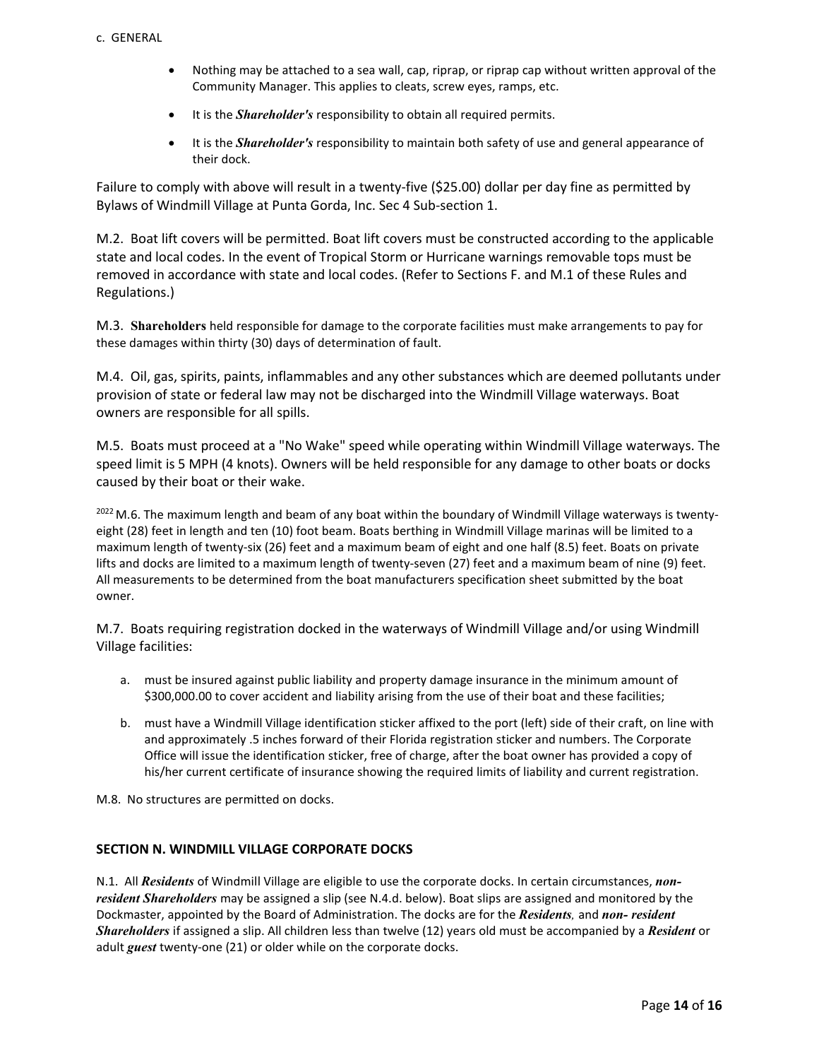c. GENERAL

- Nothing may be attached to a sea wall, cap, riprap, or riprap cap without written approval of the Community Manager. This applies to cleats, screw eyes, ramps, etc.
- It is the ***Shareholder's*** responsibility to obtain all required permits.
- It is the ***Shareholder's*** responsibility to maintain both safety of use and general appearance of their dock.

Failure to comply with above will result in a twenty-five ($25.00) dollar per day fine as permitted by Bylaws of Windmill Village at Punta Gorda, Inc. Sec 4 Sub-section 1.

M.2. Boat lift covers will be permitted. Boat lift covers must be constructed according to the applicable state and local codes. In the event of Tropical Storm or Hurricane warnings removable tops must be removed in accordance with state and local codes. (Refer to Sections F. and M.1 of these Rules and Regulations.)

M.3. **Shareholders** held responsible for damage to the corporate facilities must make arrangements to pay for these damages within thirty (30) days of determination of fault.

M.4. Oil, gas, spirits, paints, inflammables and any other substances which are deemed pollutants under provision of state or federal law may not be discharged into the Windmill Village waterways. Boat owners are responsible for all spills.

M.5. Boats must proceed at a "No Wake" speed while operating within Windmill Village waterways. The speed limit is 5 MPH (4 knots). Owners will be held responsible for any damage to other boats or docks caused by their boat or their wake.

[2022] M.6. The maximum length and beam of any boat within the boundary of Windmill Village waterways is twenty-eight (28) feet in length and ten (10) foot beam. Boats berthing in Windmill Village marinas will be limited to a maximum length of twenty-six (26) feet and a maximum beam of eight and one half (8.5) feet. Boats on private lifts and docks are limited to a maximum length of twenty-seven (27) feet and a maximum beam of nine (9) feet. All measurements to be determined from the boat manufacturers specification sheet submitted by the boat owner.

M.7. Boats requiring registration docked in the waterways of Windmill Village and/or using Windmill Village facilities:

a. must be insured against public liability and property damage insurance in the minimum amount of $300,000.00 to cover accident and liability arising from the use of their boat and these facilities;

b. must have a Windmill Village identification sticker affixed to the port (left) side of their craft, on line with and approximately .5 inches forward of their Florida registration sticker and numbers. The Corporate Office will issue the identification sticker, free of charge, after the boat owner has provided a copy of his/her current certificate of insurance showing the required limits of liability and current registration.

M.8. No structures are permitted on docks.

## SECTION N. WINDMILL VILLAGE CORPORATE DOCKS

N.1. All ***Residents*** of Windmill Village are eligible to use the corporate docks. In certain circumstances, ***non-resident Shareholders*** may be assigned a slip (see N.4.d. below). Boat slips are assigned and monitored by the Dockmaster, appointed by the Board of Administration. The docks are for the ***Residents***, and ***non- resident Shareholders*** if assigned a slip. All children less than twelve (12) years old must be accompanied by a ***Resident*** or adult ***guest*** twenty-one (21) or older while on the corporate docks.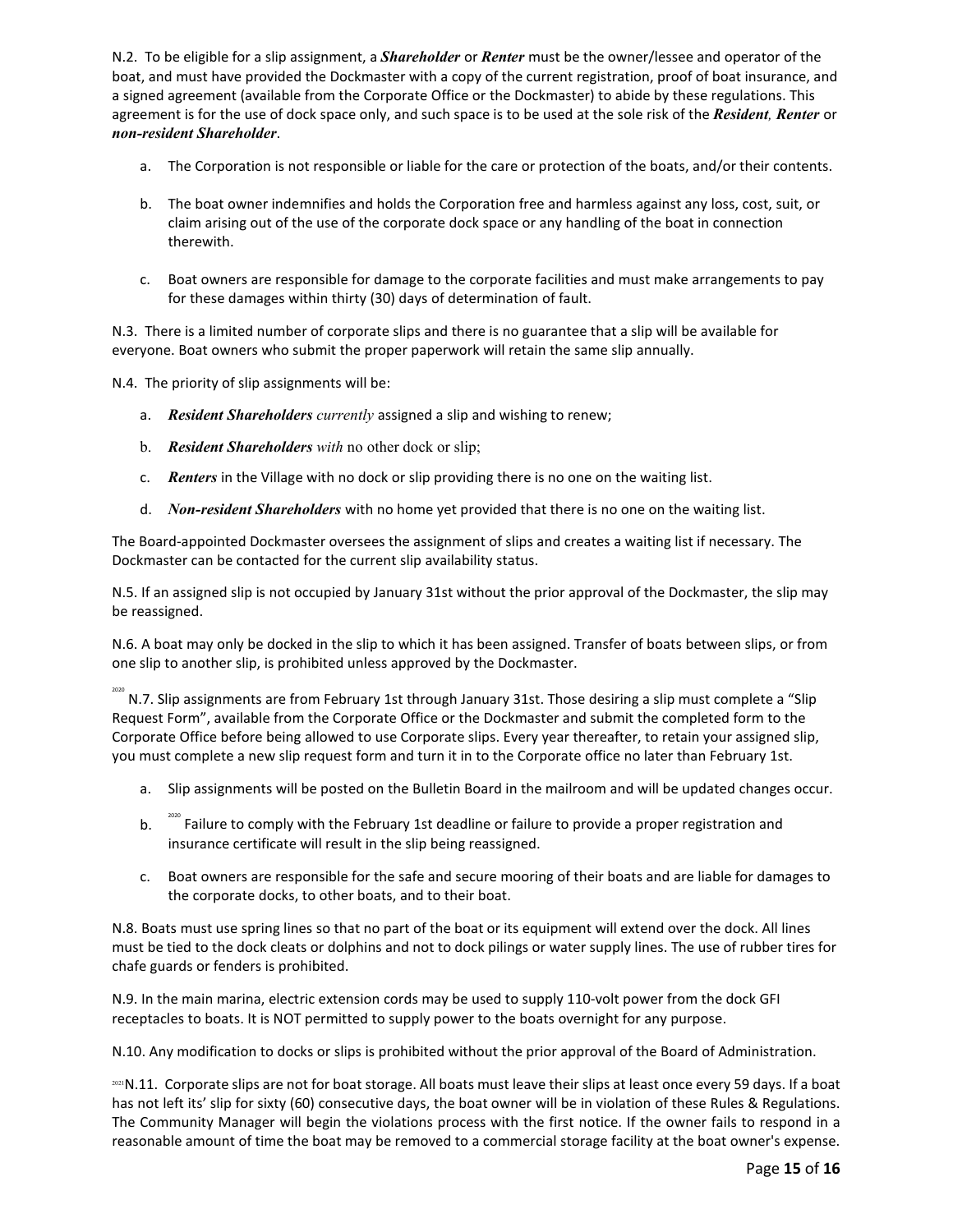N.2. To be eligible for a slip assignment, a ***Shareholder*** or ***Renter*** must be the owner/lessee and operator of the boat, and must have provided the Dockmaster with a copy of the current registration, proof of boat insurance, and a signed agreement (available from the Corporate Office or the Dockmaster) to abide by these regulations. This agreement is for the use of dock space only, and such space is to be used at the sole risk of the ***Resident***, ***Renter*** or ***non-resident Shareholder***.

a. The Corporation is not responsible or liable for the care or protection of the boats, and/or their contents.

b. The boat owner indemnifies and holds the Corporation free and harmless against any loss, cost, suit, or claim arising out of the use of the corporate dock space or any handling of the boat in connection therewith.

c. Boat owners are responsible for damage to the corporate facilities and must make arrangements to pay for these damages within thirty (30) days of determination of fault.

N.3. There is a limited number of corporate slips and there is no guarantee that a slip will be available for everyone. Boat owners who submit the proper paperwork will retain the same slip annually.

N.4. The priority of slip assignments will be:

a. ***Resident Shareholders*** *currently* assigned a slip and wishing to renew;

b. ***Resident Shareholders*** *with* no other dock or slip;

c. ***Renters*** in the Village with no dock or slip providing there is no one on the waiting list.

d. ***Non-resident Shareholders*** with no home yet provided that there is no one on the waiting list.

The Board-appointed Dockmaster oversees the assignment of slips and creates a waiting list if necessary. The Dockmaster can be contacted for the current slip availability status.

N.5. If an assigned slip is not occupied by January 31st without the prior approval of the Dockmaster, the slip may be reassigned.

N.6. A boat may only be docked in the slip to which it has been assigned. Transfer of boats between slips, or from one slip to another slip, is prohibited unless approved by the Dockmaster.

[2020] N.7. Slip assignments are from February 1st through January 31st. Those desiring a slip must complete a "Slip Request Form", available from the Corporate Office or the Dockmaster and submit the completed form to the Corporate Office before being allowed to use Corporate slips. Every year thereafter, to retain your assigned slip, you must complete a new slip request form and turn it in to the Corporate office no later than February 1st.

a. Slip assignments will be posted on the Bulletin Board in the mailroom and will be updated changes occur.

b. [2020] Failure to comply with the February 1st deadline or failure to provide a proper registration and insurance certificate will result in the slip being reassigned.

c. Boat owners are responsible for the safe and secure mooring of their boats and are liable for damages to the corporate docks, to other boats, and to their boat.

N.8. Boats must use spring lines so that no part of the boat or its equipment will extend over the dock. All lines must be tied to the dock cleats or dolphins and not to dock pilings or water supply lines. The use of rubber tires for chafe guards or fenders is prohibited.

N.9. In the main marina, electric extension cords may be used to supply 110-volt power from the dock GFI receptacles to boats. It is NOT permitted to supply power to the boats overnight for any purpose.

N.10. Any modification to docks or slips is prohibited without the prior approval of the Board of Administration.

[2021]N.11. Corporate slips are not for boat storage. All boats must leave their slips at least once every 59 days. If a boat has not left its' slip for sixty (60) consecutive days, the boat owner will be in violation of these Rules & Regulations. The Community Manager will begin the violations process with the first notice. If the owner fails to respond in a reasonable amount of time the boat may be removed to a commercial storage facility at the boat owner's expense.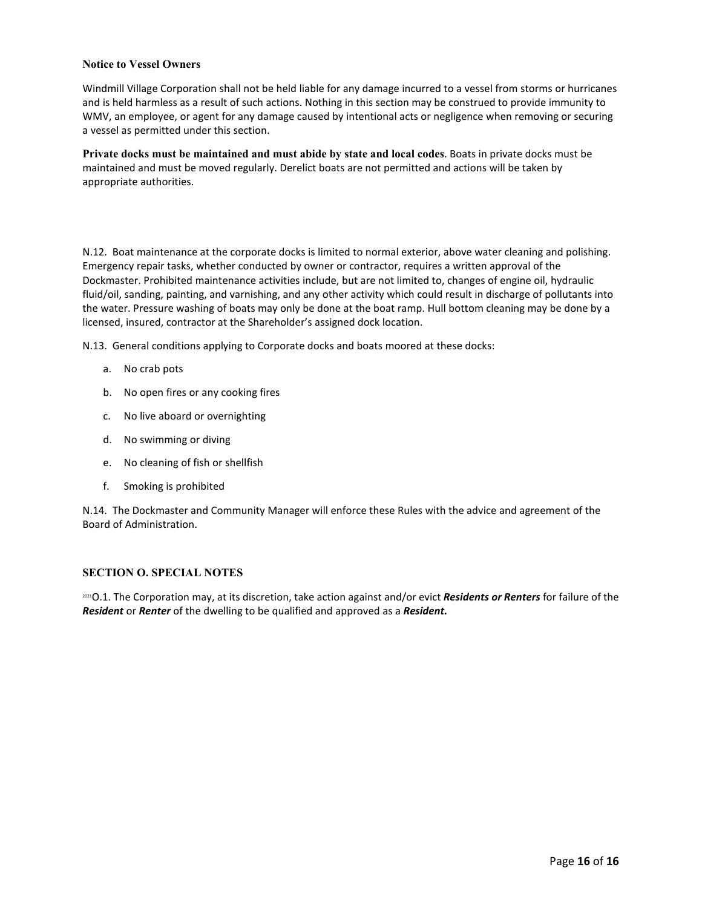**Notice to Vessel Owners**

Windmill Village Corporation shall not be held liable for any damage incurred to a vessel from storms or hurricanes and is held harmless as a result of such actions. Nothing in this section may be construed to provide immunity to WMV, an employee, or agent for any damage caused by intentional acts or negligence when removing or securing a vessel as permitted under this section.

**Private docks must be maintained and must abide by state and local codes**. Boats in private docks must be maintained and must be moved regularly. Derelict boats are not permitted and actions will be taken by appropriate authorities.

N.12. Boat maintenance at the corporate docks is limited to normal exterior, above water cleaning and polishing. Emergency repair tasks, whether conducted by owner or contractor, requires a written approval of the Dockmaster. Prohibited maintenance activities include, but are not limited to, changes of engine oil, hydraulic fluid/oil, sanding, painting, and varnishing, and any other activity which could result in discharge of pollutants into the water. Pressure washing of boats may only be done at the boat ramp. Hull bottom cleaning may be done by a licensed, insured, contractor at the Shareholder's assigned dock location.

N.13. General conditions applying to Corporate docks and boats moored at these docks:

a. No crab pots

b. No open fires or any cooking fires

c. No live aboard or overnighting

d. No swimming or diving

e. No cleaning of fish or shellfish

f. Smoking is prohibited

N.14. The Dockmaster and Community Manager will enforce these Rules with the advice and agreement of the Board of Administration.

## SECTION O. SPECIAL NOTES

[2021]O.1. The Corporation may, at its discretion, take action against and/or evict ***Residents or Renters*** for failure of the ***Resident*** or ***Renter*** of the dwelling to be qualified and approved as a ***Resident.***